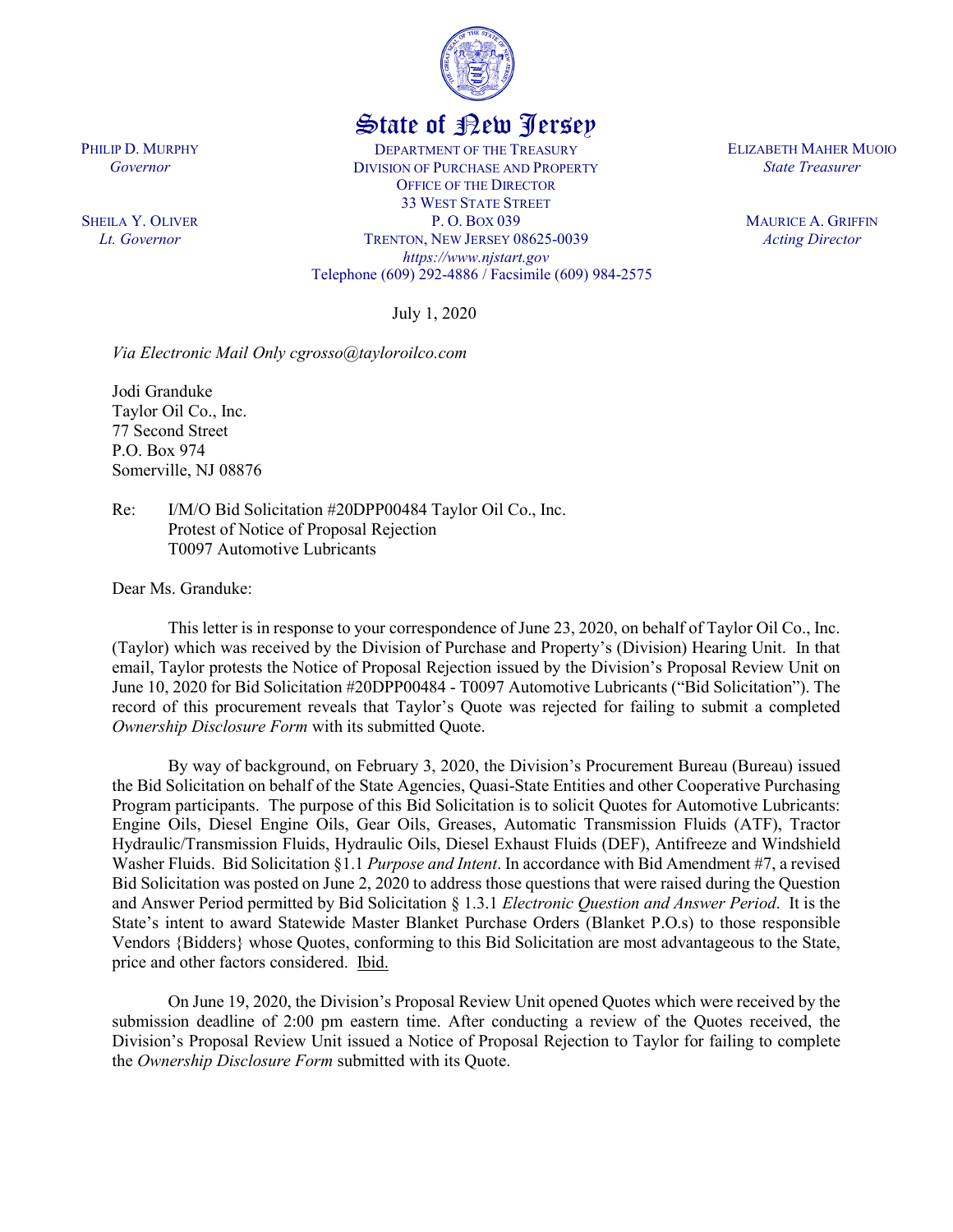# State of New Jersey

PHILIP D. MURPHY
*Governor*

SHEILA Y. OLIVER
*Lt. Governor*

DEPARTMENT OF THE TREASURY
DIVISION OF PURCHASE AND PROPERTY
OFFICE OF THE DIRECTOR
33 WEST STATE STREET
P. O. BOX 039
TRENTON, NEW JERSEY 08625-0039
*https://www.njstart.gov*
Telephone (609) 292-4886 / Facsimile (609) 984-2575

ELIZABETH MAHER MUOIO
*State Treasurer*

MAURICE A. GRIFFIN
*Acting Director*

July 1, 2020

*Via Electronic Mail Only cgrosso@tayloroilco.com*

Jodi Granduke
Taylor Oil Co., Inc.
77 Second Street
P.O. Box 974
Somerville, NJ 08876

Re: I/M/O Bid Solicitation #20DPP00484 Taylor Oil Co., Inc.
Protest of Notice of Proposal Rejection
T0097 Automotive Lubricants

Dear Ms. Granduke:

This letter is in response to your correspondence of June 23, 2020, on behalf of Taylor Oil Co., Inc. (Taylor) which was received by the Division of Purchase and Property's (Division) Hearing Unit. In that email, Taylor protests the Notice of Proposal Rejection issued by the Division's Proposal Review Unit on June 10, 2020 for Bid Solicitation #20DPP00484 - T0097 Automotive Lubricants ("Bid Solicitation"). The record of this procurement reveals that Taylor's Quote was rejected for failing to submit a completed *Ownership Disclosure Form* with its submitted Quote.

By way of background, on February 3, 2020, the Division's Procurement Bureau (Bureau) issued the Bid Solicitation on behalf of the State Agencies, Quasi-State Entities and other Cooperative Purchasing Program participants. The purpose of this Bid Solicitation is to solicit Quotes for Automotive Lubricants: Engine Oils, Diesel Engine Oils, Gear Oils, Greases, Automatic Transmission Fluids (ATF), Tractor Hydraulic/Transmission Fluids, Hydraulic Oils, Diesel Exhaust Fluids (DEF), Antifreeze and Windshield Washer Fluids. Bid Solicitation §1.1 *Purpose and Intent*. In accordance with Bid Amendment #7, a revised Bid Solicitation was posted on June 2, 2020 to address those questions that were raised during the Question and Answer Period permitted by Bid Solicitation § 1.3.1 *Electronic Question and Answer Period*. It is the State's intent to award Statewide Master Blanket Purchase Orders (Blanket P.O.s) to those responsible Vendors {Bidders} whose Quotes, conforming to this Bid Solicitation are most advantageous to the State, price and other factors considered. Ibid.

On June 19, 2020, the Division's Proposal Review Unit opened Quotes which were received by the submission deadline of 2:00 pm eastern time. After conducting a review of the Quotes received, the Division's Proposal Review Unit issued a Notice of Proposal Rejection to Taylor for failing to complete the *Ownership Disclosure Form* submitted with its Quote.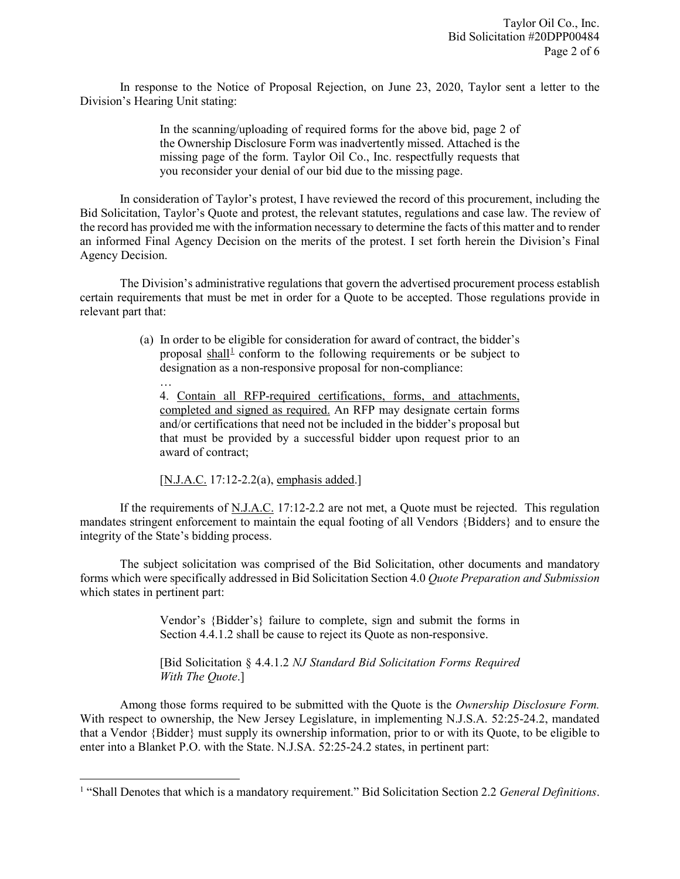In response to the Notice of Proposal Rejection, on June 23, 2020, Taylor sent a letter to the Division's Hearing Unit stating:

> In the scanning/uploading of required forms for the above bid, page 2 of the Ownership Disclosure Form was inadvertently missed. Attached is the missing page of the form. Taylor Oil Co., Inc. respectfully requests that you reconsider your denial of our bid due to the missing page.

In consideration of Taylor's protest, I have reviewed the record of this procurement, including the Bid Solicitation, Taylor's Quote and protest, the relevant statutes, regulations and case law. The review of the record has provided me with the information necessary to determine the facts of this matter and to render an informed Final Agency Decision on the merits of the protest. I set forth herein the Division's Final Agency Decision.

The Division's administrative regulations that govern the advertised procurement process establish certain requirements that must be met in order for a Quote to be accepted. Those regulations provide in relevant part that:

> (a) In order to be eligible for consideration for award of contract, the bidder's proposal <u>shall</u>[1] conform to the following requirements or be subject to designation as a non-responsive proposal for non-compliance:
>
> …
>
> 4. <u>Contain all RFP-required certifications, forms, and attachments, completed and signed as required.</u> An RFP may designate certain forms and/or certifications that need not be included in the bidder's proposal but that must be provided by a successful bidder upon request prior to an award of contract;
>
> [<u>N.J.A.C.</u> 17:12-2.2(a), <u>emphasis added</u>.]

If the requirements of <u>N.J.A.C.</u> 17:12-2.2 are not met, a Quote must be rejected. This regulation mandates stringent enforcement to maintain the equal footing of all Vendors {Bidders} and to ensure the integrity of the State's bidding process.

The subject solicitation was comprised of the Bid Solicitation, other documents and mandatory forms which were specifically addressed in Bid Solicitation Section 4.0 *Quote Preparation and Submission* which states in pertinent part:

> Vendor's {Bidder's} failure to complete, sign and submit the forms in Section 4.4.1.2 shall be cause to reject its Quote as non-responsive.
>
> [Bid Solicitation § 4.4.1.2 *NJ Standard Bid Solicitation Forms Required With The Quote*.]

Among those forms required to be submitted with the Quote is the *Ownership Disclosure Form.* With respect to ownership, the New Jersey Legislature, in implementing N.J.S.A. 52:25-24.2, mandated that a Vendor {Bidder} must supply its ownership information, prior to or with its Quote, to be eligible to enter into a Blanket P.O. with the State. N.J.SA. 52:25-24.2 states, in pertinent part:

[1] "Shall Denotes that which is a mandatory requirement." Bid Solicitation Section 2.2 *General Definitions*.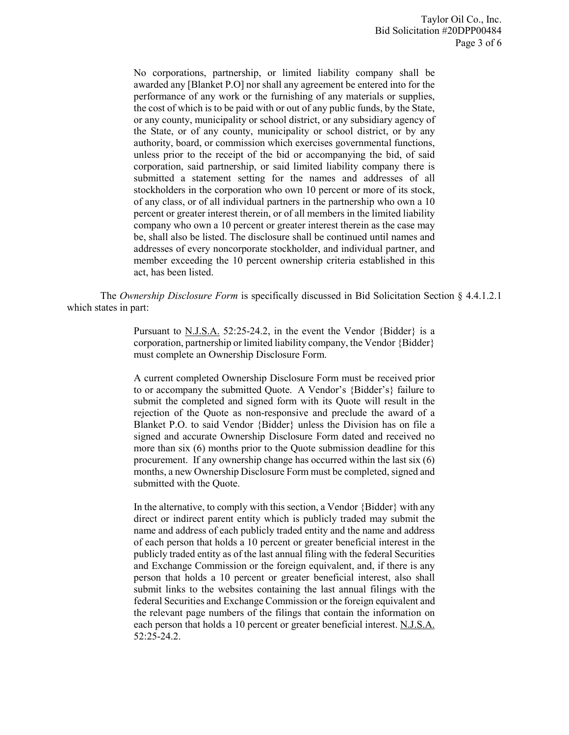> No corporations, partnership, or limited liability company shall be awarded any [Blanket P.O] nor shall any agreement be entered into for the performance of any work or the furnishing of any materials or supplies, the cost of which is to be paid with or out of any public funds, by the State, or any county, municipality or school district, or any subsidiary agency of the State, or of any county, municipality or school district, or by any authority, board, or commission which exercises governmental functions, unless prior to the receipt of the bid or accompanying the bid, of said corporation, said partnership, or said limited liability company there is submitted a statement setting for the names and addresses of all stockholders in the corporation who own 10 percent or more of its stock, of any class, or of all individual partners in the partnership who own a 10 percent or greater interest therein, or of all members in the limited liability company who own a 10 percent or greater interest therein as the case may be, shall also be listed. The disclosure shall be continued until names and addresses of every noncorporate stockholder, and individual partner, and member exceeding the 10 percent ownership criteria established in this act, has been listed.

The *Ownership Disclosure Form* is specifically discussed in Bid Solicitation Section § 4.4.1.2.1 which states in part:

> Pursuant to N.J.S.A. 52:25-24.2, in the event the Vendor {Bidder} is a corporation, partnership or limited liability company, the Vendor {Bidder} must complete an Ownership Disclosure Form.
>
> A current completed Ownership Disclosure Form must be received prior to or accompany the submitted Quote. A Vendor's {Bidder's} failure to submit the completed and signed form with its Quote will result in the rejection of the Quote as non-responsive and preclude the award of a Blanket P.O. to said Vendor {Bidder} unless the Division has on file a signed and accurate Ownership Disclosure Form dated and received no more than six (6) months prior to the Quote submission deadline for this procurement. If any ownership change has occurred within the last six (6) months, a new Ownership Disclosure Form must be completed, signed and submitted with the Quote.
>
> In the alternative, to comply with this section, a Vendor {Bidder} with any direct or indirect parent entity which is publicly traded may submit the name and address of each publicly traded entity and the name and address of each person that holds a 10 percent or greater beneficial interest in the publicly traded entity as of the last annual filing with the federal Securities and Exchange Commission or the foreign equivalent, and, if there is any person that holds a 10 percent or greater beneficial interest, also shall submit links to the websites containing the last annual filings with the federal Securities and Exchange Commission or the foreign equivalent and the relevant page numbers of the filings that contain the information on each person that holds a 10 percent or greater beneficial interest. N.J.S.A. 52:25-24.2.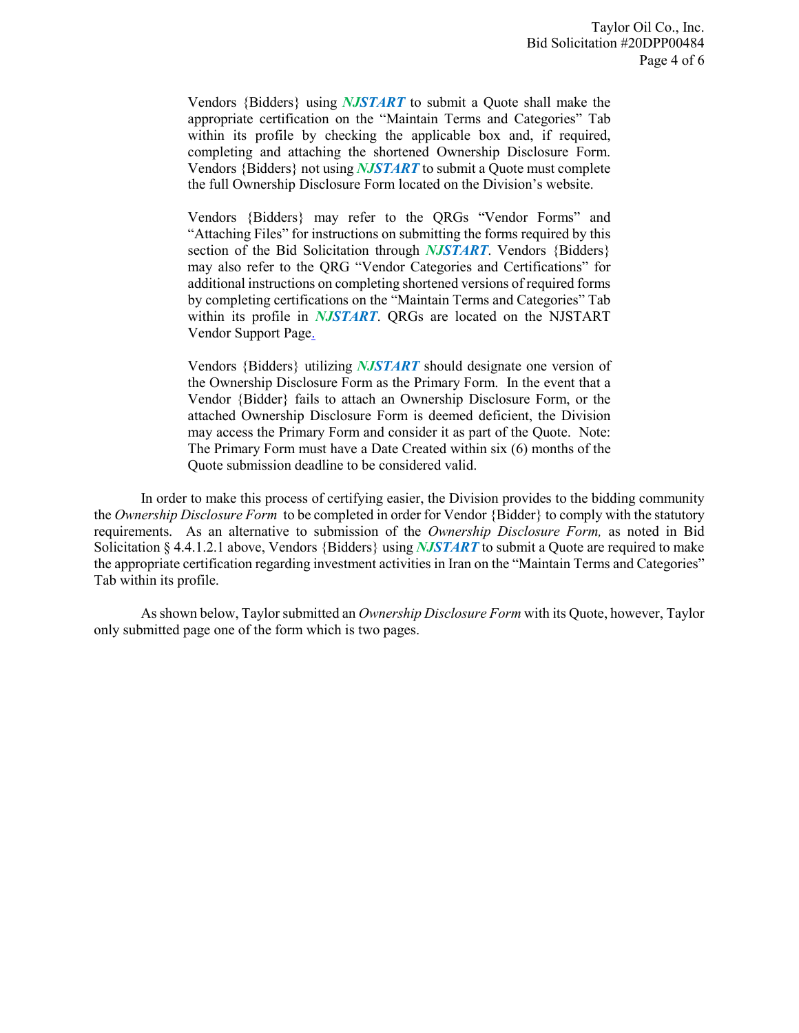> Vendors {Bidders} using ***NJSTART*** to submit a Quote shall make the appropriate certification on the "Maintain Terms and Categories" Tab within its profile by checking the applicable box and, if required, completing and attaching the shortened Ownership Disclosure Form. Vendors {Bidders} not using ***NJSTART*** to submit a Quote must complete the full Ownership Disclosure Form located on the Division's website.
>
> Vendors {Bidders} may refer to the QRGs "Vendor Forms" and "Attaching Files" for instructions on submitting the forms required by this section of the Bid Solicitation through ***NJSTART***. Vendors {Bidders} may also refer to the QRG "Vendor Categories and Certifications" for additional instructions on completing shortened versions of required forms by completing certifications on the "Maintain Terms and Categories" Tab within its profile in ***NJSTART***. QRGs are located on the NJSTART Vendor Support Page.
>
> Vendors {Bidders} utilizing ***NJSTART*** should designate one version of the Ownership Disclosure Form as the Primary Form. In the event that a Vendor {Bidder} fails to attach an Ownership Disclosure Form, or the attached Ownership Disclosure Form is deemed deficient, the Division may access the Primary Form and consider it as part of the Quote. Note: The Primary Form must have a Date Created within six (6) months of the Quote submission deadline to be considered valid.

In order to make this process of certifying easier, the Division provides to the bidding community the *Ownership Disclosure Form* to be completed in order for Vendor {Bidder} to comply with the statutory requirements. As an alternative to submission of the *Ownership Disclosure Form,* as noted in Bid Solicitation § 4.4.1.2.1 above, Vendors {Bidders} using ***NJSTART*** to submit a Quote are required to make the appropriate certification regarding investment activities in Iran on the "Maintain Terms and Categories" Tab within its profile.

As shown below, Taylor submitted an *Ownership Disclosure Form* with its Quote, however, Taylor only submitted page one of the form which is two pages.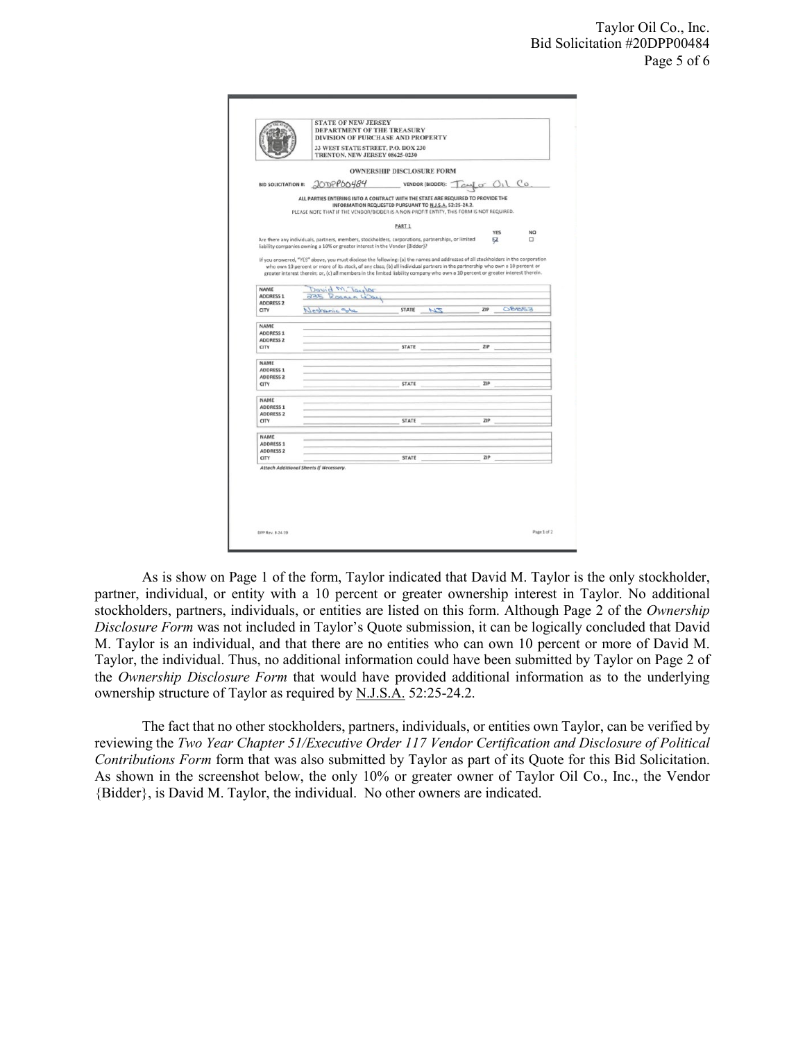STATE OF NEW JERSEY
DEPARTMENT OF THE TREASURY
DIVISION OF PURCHASE AND PROPERTY
33 WEST STATE STREET, P.O. BOX 230
TRENTON, NEW JERSEY 08625-0230

**OWNERSHIP DISCLOSURE FORM**

BID SOLICITATION #: 20DPP00484 VENDOR (BIDDER): Taylor Oil Co.

ALL PARTIES ENTERING INTO A CONTRACT WITH THE STATE ARE REQUIRED TO PROVIDE THE INFORMATION REQUESTED PURSUANT TO N.J.S.A. 52:25-24.2.
PLEASE NOTE THAT IF THE VENDOR/BIDDER IS A NON-PROFIT ENTITY, THIS FORM IS NOT REQUIRED.

PART 1

Are there any individuals, partners, members, stockholders, corporations, partnerships, or limited liability companies owning a 10% or greater interest in the Vendor (Bidder)? YES ☑ NO ☐

If you answered, "YES" above, you must disclose the following: (a) the names and addresses of all stockholders in the corporation who own 10 percent or more of its stock, of any class; (b) all individual partners in the partnership who own a 10 percent or greater interest therein; or, (c) all members in the limited liability company who own a 10 percent or greater interest therein.

| | |
|---|---|
| NAME | David M. Taylor |
| ADDRESS 1 | 235 Rosana Way |
| ADDRESS 2 | |
| CITY | Netcong STATE NJ ZIP 07853 |

| | |
|---|---|
| NAME | |
| ADDRESS 1 | |
| ADDRESS 2 | |
| CITY | STATE ZIP |

| | |
|---|---|
| NAME | |
| ADDRESS 1 | |
| ADDRESS 2 | |
| CITY | STATE ZIP |

| | |
|---|---|
| NAME | |
| ADDRESS 1 | |
| ADDRESS 2 | |
| CITY | STATE ZIP |

| | |
|---|---|
| NAME | |
| ADDRESS 1 | |
| ADDRESS 2 | |
| CITY | STATE ZIP |

*Attach Additional Sheets If Necessary.*

DPP Rev. 8-24-20 Page 1 of 2

As is show on Page 1 of the form, Taylor indicated that David M. Taylor is the only stockholder, partner, individual, or entity with a 10 percent or greater ownership interest in Taylor. No additional stockholders, partners, individuals, or entities are listed on this form. Although Page 2 of the *Ownership Disclosure Form* was not included in Taylor's Quote submission, it can be logically concluded that David M. Taylor is an individual, and that there are no entities who can own 10 percent or more of David M. Taylor, the individual. Thus, no additional information could have been submitted by Taylor on Page 2 of the *Ownership Disclosure Form* that would have provided additional information as to the underlying ownership structure of Taylor as required by N.J.S.A. 52:25-24.2.

The fact that no other stockholders, partners, individuals, or entities own Taylor, can be verified by reviewing the *Two Year Chapter 51/Executive Order 117 Vendor Certification and Disclosure of Political Contributions Form* form that was also submitted by Taylor as part of its Quote for this Bid Solicitation. As shown in the screenshot below, the only 10% or greater owner of Taylor Oil Co., Inc., the Vendor {Bidder}, is David M. Taylor, the individual. No other owners are indicated.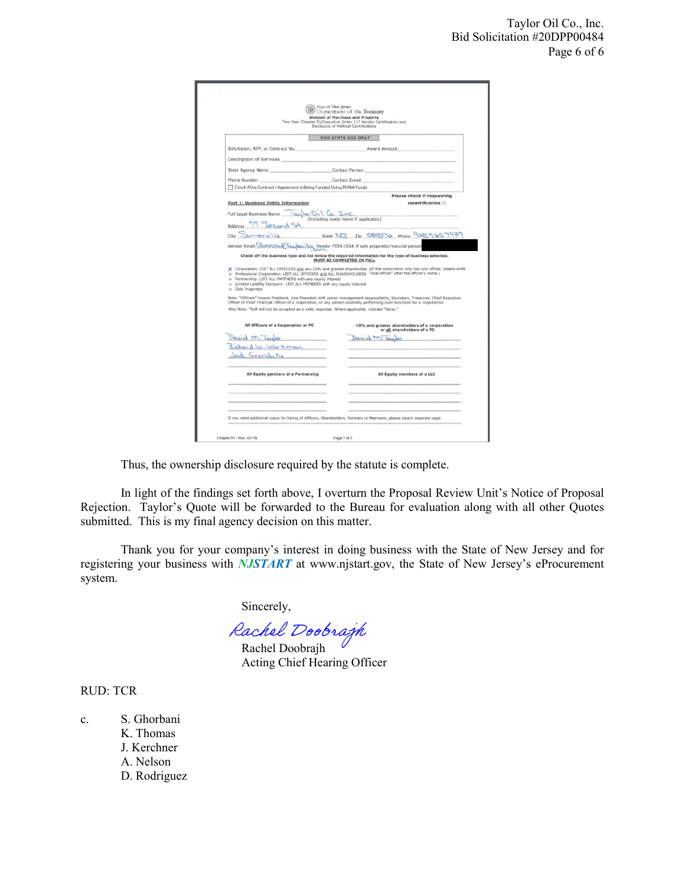State of New Jersey
Department of the Treasury
Division of Purchase and Property
Two-Year Chapter 51/Executive Order 117 Vendor Certification and Disclosure of Political Contributions

**FOR STATE USE ONLY**

Solicitation, RFP, or Contract No. ______________________ Award Amount ______________________

Description of Services ______________________

State Agency Name ______________________ Contact Person ______________________

Phone Number ______________________ Contact Email ______________________

☐ Check if the Contract / Agreement is Being Funded Using FHWA Funds

Please check if requesting recertification ☐

**Part 1: Business Entity Information**

Full Legal Business Name Taylor Oil Co. Inc.
(Including trade name if applicable)

Address 77 Second St.

City Somerville State NJ Zip 08876 Phone 908 725 7737

Vendor Email ______________________ Vendor FEIN (SS# if sole proprietor/natural person) ██████

**Check off the business type and list below the required information for the type of business selected.**
**MUST BE COMPLETED IN FULL**

- ☒ Corporation: LIST ALL OFFICERS and any 10% and greater shareholder (If the corporation only has one officer, please write "sole officer" after the officer's name.)
- ☐ Professional Corporation: LIST ALL OFFICERS and ALL SHAREHOLDERS
- ☐ Partnership: LIST ALL PARTNERS with any equity interest
- ☐ Limited Liability Company: LIST ALL MEMBERS with any equity interest
- ☐ Sole Proprietor

Note: "Officers" means President, Vice President with senior management responsibility, Secretary, Treasurer, Chief Executive Officer or Chief Financial Officer of a corporation, or any person routinely performing such functions for a corporation.
Also Note: "N/A will not be accepted as a valid response. Where applicable, indicate "None."

| All Officers of a Corporation or PC | 10% and greater shareholders of a corporation or all shareholders of a PC |
| --- | --- |
| David M. Taylor | David M. Taylor |
| Richard W. Workman | |
| Jodi Granduche | |

| All Equity partners of a Partnership | All Equity members of a LLC |
| --- | --- |
| | |

If you need additional space for listing of Officers, Shareholders, Partners or Members, please attach separate page.

Chapter 51 - Rev. 4/1/19 Page 1 of 3

Thus, the ownership disclosure required by the statute is complete.

In light of the findings set forth above, I overturn the Proposal Review Unit's Notice of Proposal Rejection. Taylor's Quote will be forwarded to the Bureau for evaluation along with all other Quotes submitted. This is my final agency decision on this matter.

Thank you for your company's interest in doing business with the State of New Jersey and for registering your business with ***NJSTART*** at www.njstart.gov, the State of New Jersey's eProcurement system.

Sincerely,

*Rachel Doobrajh*

Rachel Doobrajh
Acting Chief Hearing Officer

RUD: TCR

c. S. Ghorbani
K. Thomas
J. Kerchner
A. Nelson
D. Rodriguez